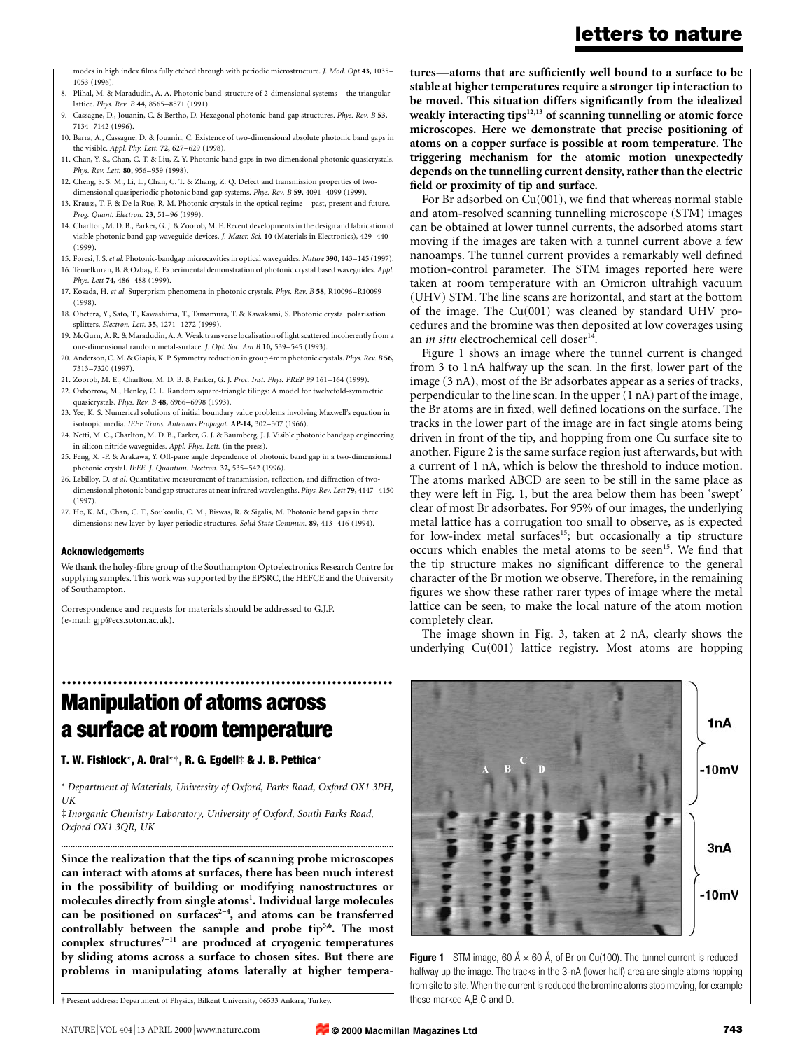modes in high index films fully etched through with periodic microstructure. *J. Mod. Opt* **43,** 1035–1053 (1996).

8. Plihal, M. & Maradudin, A. A. Photonic band-structure of 2-dimensional systems—the triangular lattice. *Phys. Rev. B* **44,** 8565–8571 (1991).
9. Cassagne, D., Jouanin, C. & Bertho, D. Hexagonal photonic-band-gap structures. *Phys. Rev. B* **53,** 7134–7142 (1996).
10. Barra, A., Cassagne, D. & Jouanin, C. Existence of two-dimensional absolute photonic band gaps in the visible. *Appl. Phy. Lett.* **72,** 627–629 (1998).
11. Chan, Y. S., Chan, C. T. & Liu, Z. Y. Photonic band gaps in two dimensional photonic quasicrystals. *Phys. Rev. Lett.* **80,** 956–959 (1998).
12. Cheng, S. S. M., Li, L., Chan, C. T. & Zhang, Z. Q. Defect and transmission properties of two-dimensional quasiperiodic photonic band-gap systems. *Phys. Rev. B* **59,** 4091–4099 (1999).
13. Krauss, T. F. & De la Rue, R. M. Photonic crystals in the optical regime—past, present and future. *Prog. Quant. Electron.* **23,** 51–96 (1999).
14. Charlton, M. D. B., Parker, G. J. & Zoorob, M. E. Recent developments in the design and fabrication of visible photonic band gap waveguide devices. *J. Mater. Sci.* **10** (Materials in Electronics), 429–440 (1999).
15. Foresi, J. S. *et al.* Photonic-bandgap microcavities in optical waveguides. *Nature* **390,** 143–145 (1997).
16. Temelkuran, B. & Ozbay, E. Experimental demonstration of photonic crystal based waveguides. *Appl. Phys. Lett* **74,** 486–488 (1999).
17. Kosada, H. *et al.* Superprism phenomena in photonic crystals. *Phys. Rev. B* **58,** R10096–R10099 (1998).
18. Ohetera, Y., Sato, T., Kawashima, T., Tamamura, T. & Kawakami, S. Photonic crystal polarisation splitters. *Electron. Lett.* **35,** 1271–1272 (1999).
19. McGurn, A. R. & Maradudin, A. A. Weak transverse localisation of light scattered incoherently from a one-dimensional random metal-surface. *J. Opt. Soc. Am B* **10,** 539–545 (1993).
20. Anderson, C. M. & Giapis, K. P. Symmetry reduction in group 4mm photonic crystals. *Phys. Rev. B* **56,** 7313–7320 (1997).
21. Zoorob, M. E., Charlton, M. D. B. & Parker, G. J. *Proc. Inst. Phys. PREP 99* 161–164 (1999).
22. Oxborrow, M., Henley, C. L. Random square-triangle tilings: A model for twelvefold-symmetric quasicrystals. *Phys. Rev. B* **48,** 6966–6998 (1993).
23. Yee, K. S. Numerical solutions of initial boundary value problems involving Maxwell's equation in isotropic media. *IEEE Trans. Antennas Propagat.* **AP-14,** 302–307 (1966).
24. Netti, M. C., Charlton, M. D. B., Parker, G. J. & Baumberg, J. J. Visible photonic bandgap engineering in silicon nitride waveguides. *Appl. Phys. Lett.* (in the press).
25. Feng, X. -P. & Arakawa, Y. Off-pane angle dependence of photonic band gap in a two-dimensional photonic crystal. *IEEE. J. Quantum. Electron.* **32,** 535–542 (1996).
26. Labilloy, D. *et al.* Quantitative measurement of transmission, reflection, and diffraction of two-dimensional photonic band gap structures at near infrared wavelengths. *Phys. Rev. Lett* **79,** 4147–4150 (1997).
27. Ho, K. M., Chan, C. T., Soukoulis, C. M., Biswas, R. & Sigalis, M. Photonic band gaps in three dimensions: new layer-by-layer periodic structures. *Solid State Commun.* **89,** 413–416 (1994).

### Acknowledgements

We thank the holey-fibre group of the Southampton Optoelectronics Research Centre for supplying samples. This work was supported by the EPSRC, the HEFCE and the University of Southampton.

Correspondence and requests for materials should be addressed to G.J.P. (e-mail: gjp@ecs.soton.ac.uk).

# Manipulation of atoms across a surface at room temperature

**T. W. Fishlock\*, A. Oral\*†, R. G. Egdell‡ & J. B. Pethica\***

\* *Department of Materials, University of Oxford, Parks Road, Oxford OX1 3PH, UK*

‡ *Inorganic Chemistry Laboratory, University of Oxford, South Parks Road, Oxford OX1 3QR, UK*

**Since the realization that the tips of scanning probe microscopes can interact with atoms at surfaces, there has been much interest in the possibility of building or modifying nanostructures or molecules directly from single atoms[1]. Individual large molecules can be positioned on surfaces[2–4], and atoms can be transferred controllably between the sample and probe tip[5,6]. The most complex structures[7–11] are produced at cryogenic temperatures by sliding atoms across a surface to chosen sites. But there are problems in manipulating atoms laterally at higher temperatures—atoms that are sufficiently well bound to a surface to be stable at higher temperatures require a stronger tip interaction to be moved. This situation differs significantly from the idealized weakly interacting tips[12,13] of scanning tunnelling or atomic force microscopes. Here we demonstrate that precise positioning of atoms on a copper surface is possible at room temperature. The triggering mechanism for the atomic motion unexpectedly depends on the tunnelling current density, rather than the electric field or proximity of tip and surface.**

† Present address: Department of Physics, Bilkent University, 06533 Ankara, Turkey.

For Br adsorbed on Cu(001), we find that whereas normal stable and atom-resolved scanning tunnelling microscope (STM) images can be obtained at lower tunnel currents, the adsorbed atoms start moving if the images are taken with a tunnel current above a few nanoamps. The tunnel current provides a remarkably well defined motion-control parameter. The STM images reported here were taken at room temperature with an Omicron ultrahigh vacuum (UHV) STM. The line scans are horizontal, and start at the bottom of the image. The Cu(001) was cleaned by standard UHV procedures and the bromine was then deposited at low coverages using an *in situ* electrochemical cell doser[14].

Figure 1 shows an image where the tunnel current is changed from 3 to 1 nA halfway up the scan. In the first, lower part of the image (3 nA), most of the Br adsorbates appear as a series of tracks, perpendicular to the line scan. In the upper (1 nA) part of the image, the Br atoms are in fixed, well defined locations on the surface. The tracks in the lower part of the image are in fact single atoms being driven in front of the tip, and hopping from one Cu surface site to another. Figure 2 is the same surface region just afterwards, but with a current of 1 nA, which is below the threshold to induce motion. The atoms marked ABCD are seen to be still in the same place as they were left in Fig. 1, but the area below them has been 'swept' clear of most Br adsorbates. For 95% of our images, the underlying metal lattice has a corrugation too small to observe, as is expected for low-index metal surfaces[15]; but occasionally a tip structure occurs which enables the metal atoms to be seen[15]. We find that the tip structure makes no significant difference to the general character of the Br motion we observe. Therefore, in the remaining figures we show these rather rarer types of image where the metal lattice can be seen, to make the local nature of the atom motion completely clear.

The image shown in Fig. 3, taken at 2 nA, clearly shows the underlying Cu(001) lattice registry. Most atoms are hopping

**Figure 1** STM image, 60 Å × 60 Å, of Br on Cu(100). The tunnel current is reduced halfway up the image. The tracks in the 3-nA (lower half) area are single atoms hopping from site to site. When the current is reduced the bromine atoms stop moving, for example those marked A,B,C and D.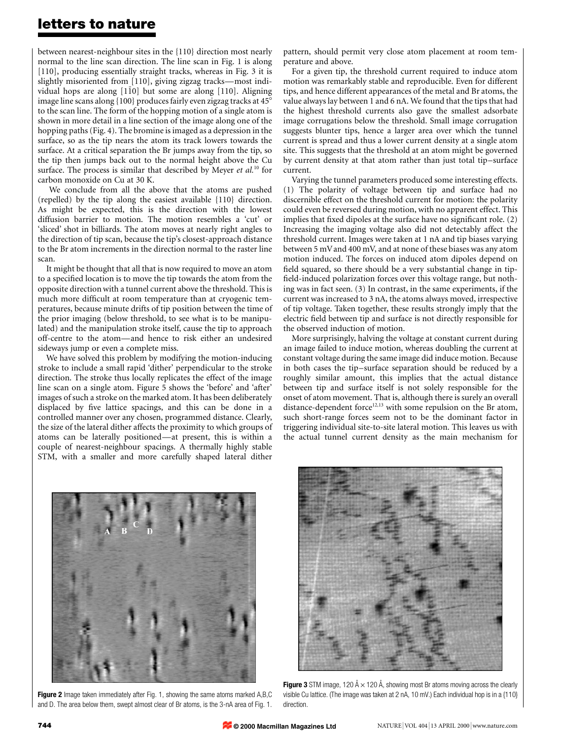between nearest-neighbour sites in the {110} direction most nearly normal to the line scan direction. The line scan in Fig. 1 is along [110], producing essentially straight tracks, whereas in Fig. 3 it is slightly misoriented from [110], giving zigzag tracks—most individual hops are along [1$\bar{1}$0] but some are along [110]. Aligning image line scans along {100} produces fairly even zigzag tracks at 45° to the scan line. The form of the hopping motion of a single atom is shown in more detail in a line section of the image along one of the hopping paths (Fig. 4). The bromine is imaged as a depression in the surface, so as the tip nears the atom its track lowers towards the surface. At a critical separation the Br jumps away from the tip, so the tip then jumps back out to the normal height above the Cu surface. The process is similar that described by Meyer *et al.*[10] for carbon monoxide on Cu at 30 K.

We conclude from all the above that the atoms are pushed (repelled) by the tip along the easiest available {110} direction. As might be expected, this is the direction with the lowest diffusion barrier to motion. The motion resembles a 'cut' or 'sliced' shot in billiards. The atom moves at nearly right angles to the direction of tip scan, because the tip's closest-approach distance to the Br atom increments in the direction normal to the raster line scan.

It might be thought that all that is now required to move an atom to a specified location is to move the tip towards the atom from the opposite direction with a tunnel current above the threshold. This is much more difficult at room temperature than at cryogenic temperatures, because minute drifts of tip position between the time of the prior imaging (below threshold, to see what is to be manipulated) and the manipulation stroke itself, cause the tip to approach off-centre to the atom—and hence to risk either an undesired sideways jump or even a complete miss.

We have solved this problem by modifying the motion-inducing stroke to include a small rapid 'dither' perpendicular to the stroke direction. The stroke thus locally replicates the effect of the image line scan on a single atom. Figure 5 shows the 'before' and 'after' images of such a stroke on the marked atom. It has been deliberately displaced by five lattice spacings, and this can be done in a controlled manner over any chosen, programmed distance. Clearly, the size of the lateral dither affects the proximity to which groups of atoms can be laterally positioned—at present, this is within a couple of nearest-neighbour spacings. A thermally highly stable STM, with a smaller and more carefully shaped lateral dither pattern, should permit very close atom placement at room temperature and above.

For a given tip, the threshold current required to induce atom motion was remarkably stable and reproducible. Even for different tips, and hence different appearances of the metal and Br atoms, the value always lay between 1 and 6 nA. We found that the tips that had the highest threshold currents also gave the smallest adsorbate image corrugations below the threshold. Small image corrugation suggests blunter tips, hence a larger area over which the tunnel current is spread and thus a lower current density at a single atom site. This suggests that the threshold at an atom might be governed by current density at that atom rather than just total tip–surface current.

Varying the tunnel parameters produced some interesting effects. (1) The polarity of voltage between tip and surface had no discernible effect on the threshold current for motion: the polarity could even be reversed during motion, with no apparent effect. This implies that fixed dipoles at the surface have no significant role. (2) Increasing the imaging voltage also did not detectably affect the threshold current. Images were taken at 1 nA and tip biases varying between 5 mV and 400 mV, and at none of these biases was any atom motion induced. The forces on induced atom dipoles depend on field squared, so there should be a very substantial change in tip-field-induced polarization forces over this voltage range, but nothing was in fact seen. (3) In contrast, in the same experiments, if the current was increased to 3 nA, the atoms always moved, irrespective of tip voltage. Taken together, these results strongly imply that the electric field between tip and surface is not directly responsible for the observed induction of motion.

More surprisingly, halving the voltage at constant current during an image failed to induce motion, whereas doubling the current at constant voltage during the same image did induce motion. Because in both cases the tip–surface separation should be reduced by a roughly similar amount, this implies that the actual distance between tip and surface itself is not solely responsible for the onset of atom movement. That is, although there is surely an overall distance-dependent force[12,13] with some repulsion on the Br atom, such short-range forces seem not to be the dominant factor in triggering individual site-to-site lateral motion. This leaves us with the actual tunnel current density as the main mechanism for

**Figure 2** Image taken immediately after Fig. 1, showing the same atoms marked A,B,C and D. The area below them, swept almost clear of Br atoms, is the 3-nA area of Fig. 1.

**Figure 3** STM image, 120 Å × 120 Å, showing most Br atoms moving across the clearly visible Cu lattice. (The image was taken at 2 nA, 10 mV.) Each individual hop is in a {110} direction.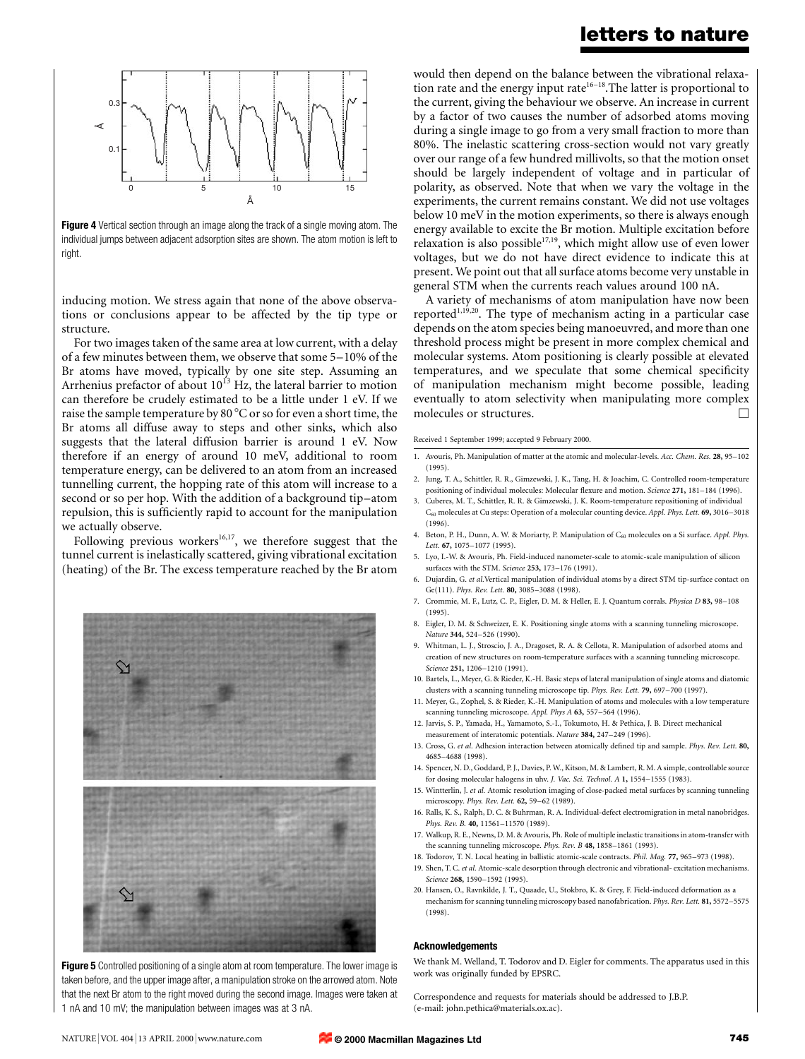0.3

Å

0.1

0

5

10

15

Å

**Figure 4** Vertical section through an image along the track of a single moving atom. The individual jumps between adjacent adsorption sites are shown. The atom motion is left to right.

inducing motion. We stress again that none of the above observations or conclusions appear to be affected by the tip type or structure.

For two images taken of the same area at low current, with a delay of a few minutes between them, we observe that some 5–10% of the Br atoms have moved, typically by one site step. Assuming an Arrhenius prefactor of about $10^{13}$ Hz, the lateral barrier to motion can therefore be crudely estimated to be a little under 1 eV. If we raise the sample temperature by 80 °C or so for even a short time, the Br atoms all diffuse away to steps and other sinks, which also suggests that the lateral diffusion barrier is around 1 eV. Now therefore if an energy of around 10 meV, additional to room temperature energy, can be delivered to an atom from an increased tunnelling current, the hopping rate of this atom will increase to a second or so per hop. With the addition of a background tip–atom repulsion, this is sufficiently rapid to account for the manipulation we actually observe.

Following previous workers[16,17], we therefore suggest that the tunnel current is inelastically scattered, giving vibrational excitation (heating) of the Br. The excess temperature reached by the Br atom would then depend on the balance between the vibrational relaxation rate and the energy input rate[16–18]. The latter is proportional to the current, giving the behaviour we observe. An increase in current by a factor of two causes the number of adsorbed atoms moving during a single image to go from a very small fraction to more than 80%. The inelastic scattering cross-section would not vary greatly over our range of a few hundred millivolts, so that the motion onset should be largely independent of voltage and in particular of polarity, as observed. Note that when we vary the voltage in the experiments, the current remains constant. We did not use voltages below 10 meV in the motion experiments, so there is always enough energy available to excite the Br motion. Multiple excitation before relaxation is also possible[17,19], which might allow use of even lower voltages, but we do not have direct evidence to indicate this at present. We point out that all surface atoms become very unstable in general STM when the currents reach values around 100 nA.

A variety of mechanisms of atom manipulation have now been reported[1,19,20]. The type of mechanism acting in a particular case depends on the atom species being manoeuvred, and more than one threshold process might be present in more complex chemical and molecular systems. Atom positioning is clearly possible at elevated temperatures, and we speculate that some chemical specificity of manipulation mechanism might become possible, leading eventually to atom selectivity when manipulating more complex molecules or structures. □

**Figure 5** Controlled positioning of a single atom at room temperature. The lower image is taken before, and the upper image after, a manipulation stroke on the arrowed atom. Note that the next Br atom to the right moved during the second image. Images were taken at 1 nA and 10 mV; the manipulation between images was at 3 nA.

Received 1 September 1999; accepted 9 February 2000.

1. Avouris, Ph. Manipulation of matter at the atomic and molecular-levels. *Acc. Chem. Res.* **28,** 95–102 (1995).
2. Jung, T. A., Schittler, R. R., Gimzewski, J. K., Tang, H. & Joachim, C. Controlled room-temperature positioning of individual molecules: Molecular flexure and motion. *Science* **271,** 181–184 (1996).
3. Cuberes, M. T., Schittler, R. R. & Gimzewski, J. K. Room-temperature repositioning of individual $C_{60}$ molecules at Cu steps: Operation of a molecular counting device. *Appl. Phys. Lett.* **69,** 3016–3018 (1996).
4. Beton, P. H., Dunn, A. W. & Moriarty, P. Manipulation of $C_{60}$ molecules on a Si surface. *Appl. Phys. Lett.* **67,** 1075–1077 (1995).
5. Lyo, I.-W. & Avouris, Ph. Field-induced nanometer-scale to atomic-scale manipulation of silicon surfaces with the STM. *Science* **253,** 173–176 (1991).
6. Dujardin, G. *et al.* Vertical manipulation of individual atoms by a direct STM tip-surface contact on Ge(111). *Phys. Rev. Lett.* **80,** 3085–3088 (1998).
7. Crommie, M. F., Lutz, C. P., Eigler, D. M. & Heller, E. J. Quantum corrals. *Physica D* **83,** 98–108 (1995).
8. Eigler, D. M. & Schweizer, E. K. Positioning single atoms with a scanning tunneling microscope. *Nature* **344,** 524–526 (1990).
9. Whitman, L. J., Stroscio, J. A., Dragoset, R. A. & Cellota, R. Manipulation of adsorbed atoms and creation of new structures on room-temperature surfaces with a scanning tunneling microscope. *Science* **251,** 1206–1210 (1991).
10. Bartels, L., Meyer, G. & Rieder, K.-H. Basic steps of lateral manipulation of single atoms and diatomic clusters with a scanning tunneling microscope tip. *Phys. Rev. Lett.* **79,** 697–700 (1997).
11. Meyer, G., Zophel, S. & Rieder, K.-H. Manipulation of atoms and molecules with a low temperature scanning tunneling microscope. *Appl. Phys A* **63,** 557–564 (1996).
12. Jarvis, S. P., Yamada, H., Yamamoto, S.-I., Tokumoto, H. & Pethica, J. B. Direct mechanical measurement of interatomic potentials. *Nature* **384,** 247–249 (1996).
13. Cross, G. *et al.* Adhesion interaction between atomically defined tip and sample. *Phys. Rev. Lett.* **80,** 4685–4688 (1998).
14. Spencer, N. D., Goddard, P. J., Davies, P. W., Kitson, M. & Lambert, R. M. A simple, controllable source for dosing molecular halogens in uhv. *J. Vac. Sci. Technol. A* **1,** 1554–1555 (1983).
15. Wintterlin, J. *et al.* Atomic resolution imaging of close-packed metal surfaces by scanning tunneling microscopy. *Phys. Rev. Lett.* **62,** 59–62 (1989).
16. Ralls, K. S., Ralph, D. C. & Buhrman, R. A. Individual-defect electromigration in metal nanobridges. *Phys. Rev. B.* **40,** 11561–11570 (1989).
17. Walkup, R. E., Newns, D. M. & Avouris, Ph. Role of multiple inelastic transitions in atom-transfer with the scanning tunneling microscope. *Phys. Rev. B* **48,** 1858–1861 (1993).
18. Todorov, T. N. Local heating in ballistic atomic-scale contracts. *Phil. Mag.* **77,** 965–973 (1998).
19. Shen, T. C. *et al.* Atomic-scale desorption through electronic and vibrational- excitation mechanisms. *Science* **268,** 1590–1592 (1995).
20. Hansen, O., Ravnkilde, J. T., Quaade, U., Stokbro, K. & Grey, F. Field-induced deformation as a mechanism for scanning tunneling microscopy based nanofabrication. *Phys. Rev. Lett.* **81,** 5572–5575 (1998).

### Acknowledgements

We thank M. Welland, T. Todorov and D. Eigler for comments. The apparatus used in this work was originally funded by EPSRC.

Correspondence and requests for materials should be addressed to J.B.P. (e-mail: john.pethica@materials.ox.ac).